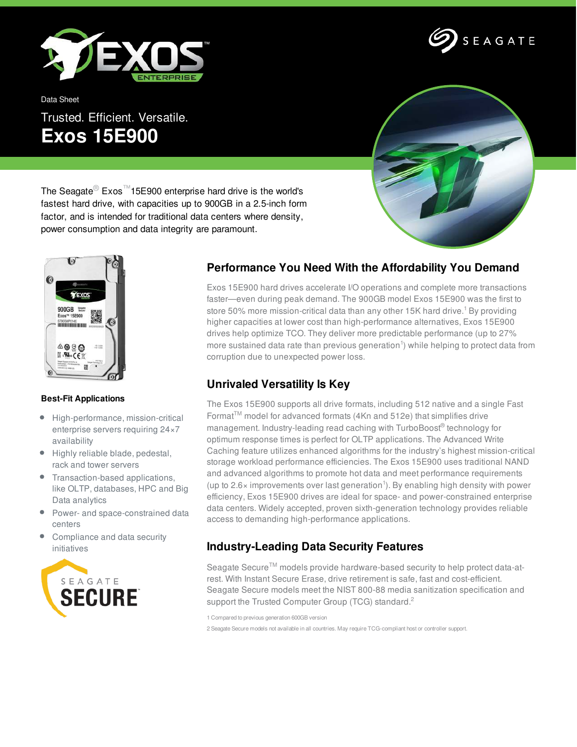Data Sheet

Trusted. Efficient. Versatile.

# Exos 15E900

The Seagate® Exos™ 15E900 enterprise hard drive is the world's fastest hard drive, with capacities up to 900GB in a 2.5-inch form factor, and is intended for traditional data centers where density, power consumption and data integrity are paramount.

## Performance You Need With the Affordability You Demand

Exos 15E900 hard drives accelerate I/O operations and complete more transactions faster—even during peak demand. The 900GB model Exos 15E900 was the first to store 50% more mission-critical data than any other 15K hard drive.[1] By providing higher capacities at lower cost than high-performance alternatives, Exos 15E900 drives help optimize TCO. They deliver more predictable performance (up to 27% more sustained data rate than previous generation[1]) while helping to protect data from corruption due to unexpected power loss.

## Unrivaled Versatility Is Key

The Exos 15E900 supports all drive formats, including 512 native and a single Fast Format™ model for advanced formats (4Kn and 512e) that simplifies drive management. Industry-leading read caching with TurboBoost® technology for optimum response times is perfect for OLTP applications. The Advanced Write Caching feature utilizes enhanced algorithms for the industry's highest mission-critical storage workload performance efficiencies. The Exos 15E900 uses traditional NAND and advanced algorithms to promote hot data and meet performance requirements (up to 2.6× improvements over last generation[1]). By enabling high density with power efficiency, Exos 15E900 drives are ideal for space- and power-constrained enterprise data centers. Widely accepted, proven sixth-generation technology provides reliable access to demanding high-performance applications.

## Industry-Leading Data Security Features

Seagate Secure™ models provide hardware-based security to help protect data-at-rest. With Instant Secure Erase, drive retirement is safe, fast and cost-efficient. Seagate Secure models meet the NIST 800-88 media sanitization specification and support the Trusted Computer Group (TCG) standard.[2]

1 Compared to previous generation 600GB version

2 Seagate Secure models not available in all countries. May require TCG-compliant host or controller support.

### Best-Fit Applications

- High-performance, mission-critical enterprise servers requiring 24×7 availability
- Highly reliable blade, pedestal, rack and tower servers
- Transaction-based applications, like OLTP, databases, HPC and Big Data analytics
- Power- and space-constrained data centers
- Compliance and data security initiatives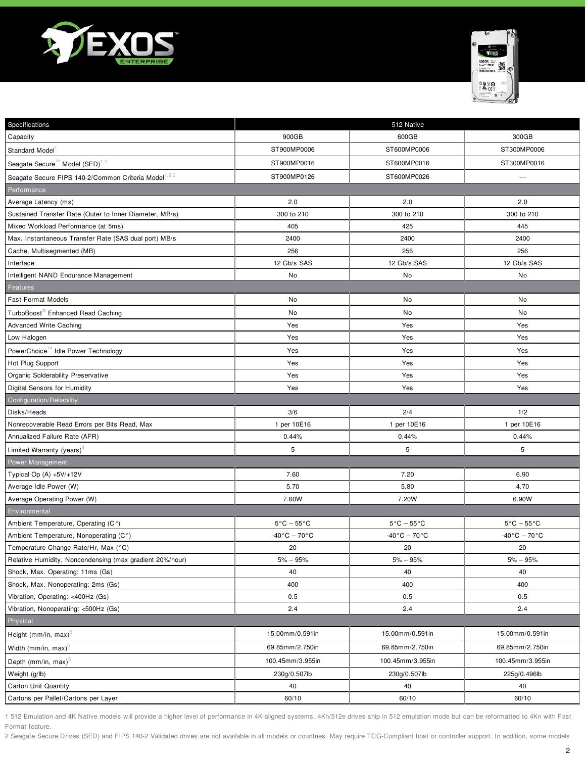| Specifications | 512 Native | | |
|---|---|---|---|
| Capacity | 900GB | 600GB | 300GB |
| Standard Model[1] | ST900MP0006 | ST600MP0006 | ST300MP0006 |
| Seagate Secure™ Model (SED)[1,2] | ST900MP0016 | ST600MP0016 | ST300MP0016 |
| Seagate Secure FIPS 140-2/Common Criteria Model[1,2,3] | ST900MP0126 | ST600MP0026 | — |
| **Performance** | | | |
| Average Latency (ms) | 2.0 | 2.0 | 2.0 |
| Sustained Transfer Rate (Outer to Inner Diameter, MB/s) | 300 to 210 | 300 to 210 | 300 to 210 |
| Mixed Workload Performance (at 5ms) | 405 | 425 | 445 |
| Max. Instantaneous Transfer Rate (SAS dual port) MB/s | 2400 | 2400 | 2400 |
| Cache, Multisegmented (MB) | 256 | 256 | 256 |
| Interface | 12 Gb/s SAS | 12 Gb/s SAS | 12 Gb/s SAS |
| Intelligent NAND Endurance Management | No | No | No |
| **Features** | | | |
| Fast-Format Models | No | No | No |
| TurboBoost® Enhanced Read Caching | No | No | No |
| Advanced Write Caching | Yes | Yes | Yes |
| Low Halogen | Yes | Yes | Yes |
| PowerChoice™ Idle Power Technology | Yes | Yes | Yes |
| Hot Plug Support | Yes | Yes | Yes |
| Organic Solderability Preservative | Yes | Yes | Yes |
| Digital Sensors for Humidity | Yes | Yes | Yes |
| **Configuration/Reliability** | | | |
| Disks/Heads | 3/6 | 2/4 | 1/2 |
| Nonrecoverable Read Errors per Bits Read, Max | 1 per 10E16 | 1 per 10E16 | 1 per 10E16 |
| Annualized Failure Rate (AFR) | 0.44% | 0.44% | 0.44% |
| Limited Warranty (years)[4] | 5 | 5 | 5 |
| **Power Management** | | | |
| Typical Op (A) +5V/+12V | 7.60 | 7.20 | 6.90 |
| Average Idle Power (W) | 5.70 | 5.80 | 4.70 |
| Average Operating Power (W) | 7.60W | 7.20W | 6.90W |
| **Environmental** | | | |
| Ambient Temperature, Operating (C°) | 5°C – 55°C | 5°C – 55°C | 5°C – 55°C |
| Ambient Temperature, Nonoperating (C°) | -40°C – 70°C | -40°C – 70°C | -40°C – 70°C |
| Temperature Change Rate/Hr, Max (°C) | 20 | 20 | 20 |
| Relative Humidity, Noncondensing (max gradient 20%/hour) | 5% – 95% | 5% – 95% | 5% – 95% |
| Shock, Max. Operating: 11ms (Gs) | 40 | 40 | 40 |
| Shock, Max. Nonoperating: 2ms (Gs) | 400 | 400 | 400 |
| Vibration, Operating: <400Hz (Gs) | 0.5 | 0.5 | 0.5 |
| Vibration, Nonoperating: <500Hz (Gs) | 2.4 | 2.4 | 2.4 |
| **Physical** | | | |
| Height (mm/in, max)[5] | 15.00mm/0.591in | 15.00mm/0.591in | 15.00mm/0.591in |
| Width (mm/in, max)[5] | 69.85mm/2.750in | 69.85mm/2.750in | 69.85mm/2.750in |
| Depth (mm/in, max)[5] | 100.45mm/3.955in | 100.45mm/3.955in | 100.45mm/3.955in |
| Weight (g/lb) | 230g/0.507lb | 230g/0.507lb | 225g/0.496lb |
| Carton Unit Quantity | 40 | 40 | 40 |
| Cartons per Pallet/Cartons per Layer | 60/10 | 60/10 | 60/10 |

1 512 Emulation and 4K Native models will provide a higher level of performance in 4K-aligned systems. 4Kn/512e drives ship in 512 emulation mode but can be reformatted to 4Kn with Fast Format feature.

2 Seagate Secure Drives (SED) and FIPS 140-2 Validated drives are not available in all models or countries. May require TCG-Compliant host or controller support. In addition, some models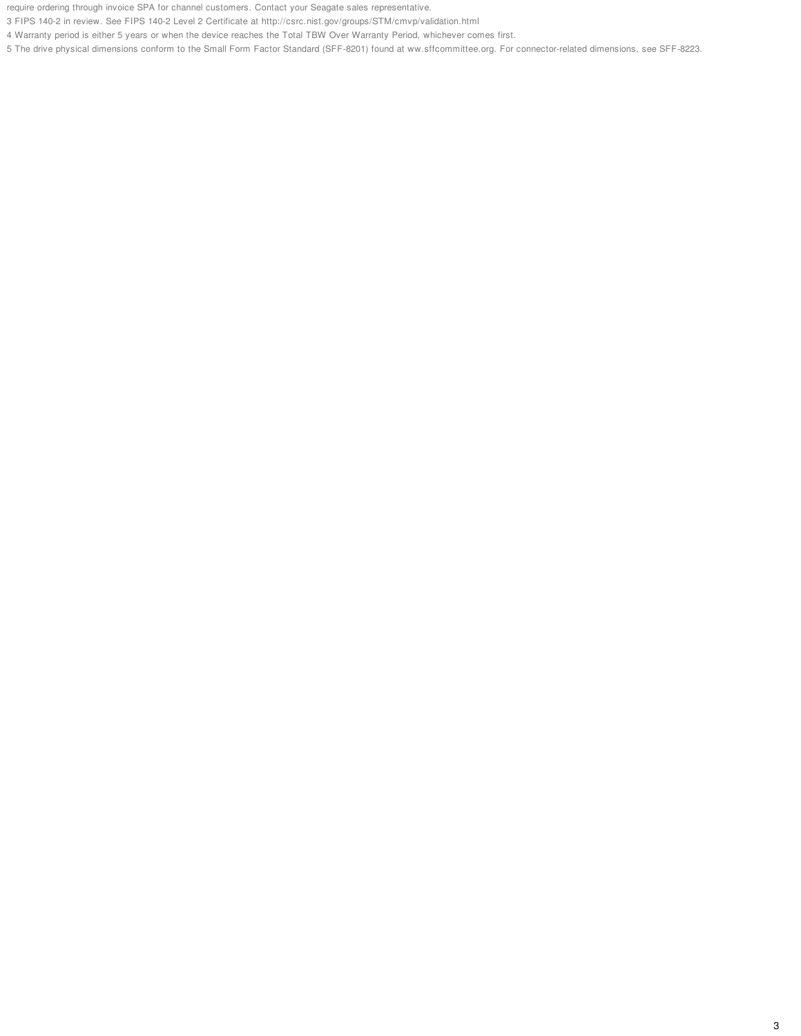require ordering through invoice SPA for channel customers. Contact your Seagate sales representative.

3 FIPS 140-2 in review. See FIPS 140-2 Level 2 Certificate at http://csrc.nist.gov/groups/STM/cmvp/validation.html

4 Warranty period is either 5 years or when the device reaches the Total TBW Over Warranty Period, whichever comes first.

5 The drive physical dimensions conform to the Small Form Factor Standard (SFF-8201) found at ww.sffcommittee.org. For connector-related dimensions, see SFF-8223.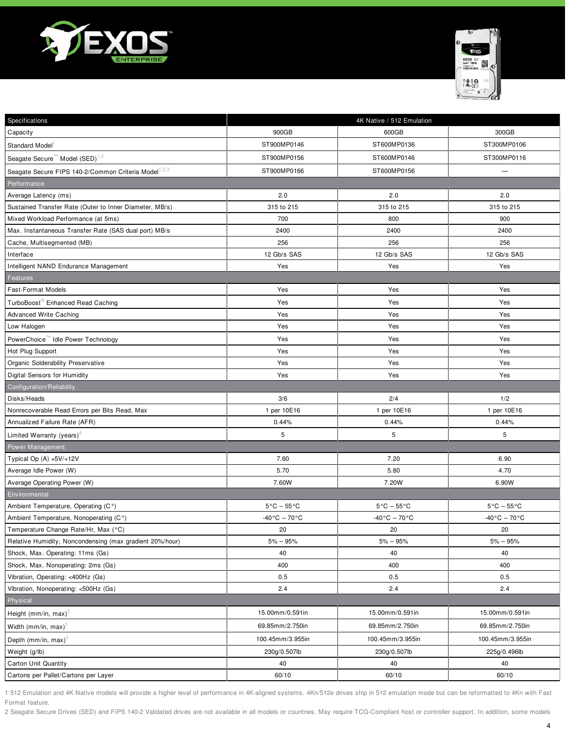| Specifications | 4K Native / 512 Emulation | | |
|---|---|---|---|
| Capacity | 900GB | 600GB | 300GB |
| Standard Model[1] | ST900MP0146 | ST600MP0136 | ST300MP0106 |
| Seagate Secure™ Model (SED)[1,2] | ST900MP0156 | ST600MP0146 | ST300MP0116 |
| Seagate Secure FIPS 140-2/Common Criteria Model[1,2,3] | ST900MP0166 | ST600MP0156 | — |
| **Performance** | | | |
| Average Latency (ms) | 2.0 | 2.0 | 2.0 |
| Sustained Transfer Rate (Outer to Inner Diameter, MB/s) | 315 to 215 | 315 to 215 | 315 to 215 |
| Mixed Workload Performance (at 5ms) | 700 | 800 | 900 |
| Max. Instantaneous Transfer Rate (SAS dual port) MB/s | 2400 | 2400 | 2400 |
| Cache, Multisegmented (MB) | 256 | 256 | 256 |
| Interface | 12 Gb/s SAS | 12 Gb/s SAS | 12 Gb/s SAS |
| Intelligent NAND Endurance Management | Yes | Yes | Yes |
| **Features** | | | |
| Fast-Format Models | Yes | Yes | Yes |
| TurboBoost® Enhanced Read Caching | Yes | Yes | Yes |
| Advanced Write Caching | Yes | Yes | Yes |
| Low Halogen | Yes | Yes | Yes |
| PowerChoice™ Idle Power Technology | Yes | Yes | Yes |
| Hot Plug Support | Yes | Yes | Yes |
| Organic Solderability Preservative | Yes | Yes | Yes |
| Digital Sensors for Humidity | Yes | Yes | Yes |
| **Configuration/Reliability** | | | |
| Disks/Heads | 3/6 | 2/4 | 1/2 |
| Nonrecoverable Read Errors per Bits Read, Max | 1 per 10E16 | 1 per 10E16 | 1 per 10E16 |
| Annualized Failure Rate (AFR) | 0.44% | 0.44% | 0.44% |
| Limited Warranty (years)[4] | 5 | 5 | 5 |
| **Power Management** | | | |
| Typical Op (A) +5V/+12V | 7.60 | 7.20 | 6.90 |
| Average Idle Power (W) | 5.70 | 5.80 | 4.70 |
| Average Operating Power (W) | 7.60W | 7.20W | 6.90W |
| **Environmental** | | | |
| Ambient Temperature, Operating (C°) | 5°C – 55°C | 5°C – 55°C | 5°C – 55°C |
| Ambient Temperature, Nonoperating (C°) | -40°C – 70°C | -40°C – 70°C | -40°C – 70°C |
| Temperature Change Rate/Hr, Max (°C) | 20 | 20 | 20 |
| Relative Humidity, Noncondensing (max gradient 20%/hour) | 5% – 95% | 5% – 95% | 5% – 95% |
| Shock, Max. Operating: 11ms (Gs) | 40 | 40 | 40 |
| Shock, Max. Nonoperating: 2ms (Gs) | 400 | 400 | 400 |
| Vibration, Operating: <400Hz (Gs) | 0.5 | 0.5 | 0.5 |
| Vibration, Nonoperating: <500Hz (Gs) | 2.4 | 2.4 | 2.4 |
| **Physical** | | | |
| Height (mm/in, max)[5] | 15.00mm/0.591in | 15.00mm/0.591in | 15.00mm/0.591in |
| Width (mm/in, max)[5] | 69.85mm/2.750in | 69.85mm/2.750in | 69.85mm/2.750in |
| Depth (mm/in, max)[5] | 100.45mm/3.955in | 100.45mm/3.955in | 100.45mm/3.955in |
| Weight (g/lb) | 230g/0.507lb | 230g/0.507lb | 225g/0.496lb |
| Carton Unit Quantity | 40 | 40 | 40 |
| Cartons per Pallet/Cartons per Layer | 60/10 | 60/10 | 60/10 |

1 512 Emulation and 4K Native models will provide a higher level of performance in 4K-aligned systems. 4Kn/512e drives ship in 512 emulation mode but can be reformatted to 4Kn with Fast Format feature.

2 Seagate Secure Drives (SED) and FIPS 140-2 Validated drives are not available in all models or countries. May require TCG-Compliant host or controller support. In addition, some models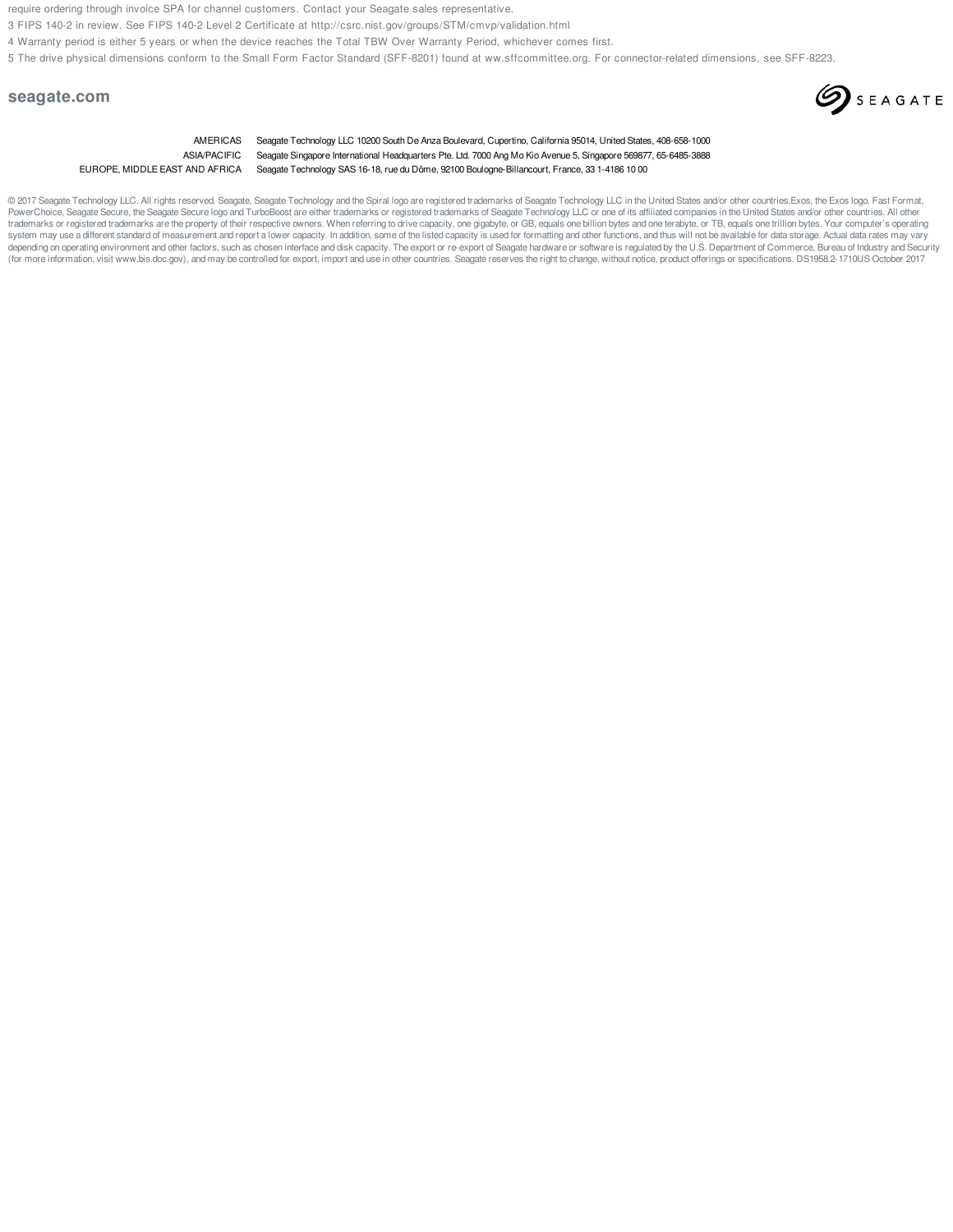require ordering through invoice SPA for channel customers. Contact your Seagate sales representative.

3 FIPS 140-2 in review. See FIPS 140-2 Level 2 Certificate at http://csrc.nist.gov/groups/STM/cmvp/validation.html

4 Warranty period is either 5 years or when the device reaches the Total TBW Over Warranty Period, whichever comes first.

5 The drive physical dimensions conform to the Small Form Factor Standard (SFF-8201) found at ww.sffcommittee.org. For connector-related dimensions, see SFF-8223.

**seagate.com**

SEAGATE

| | |
|---|---|
| AMERICAS | Seagate Technology LLC 10200 South De Anza Boulevard, Cupertino, California 95014, United States, 408-658-1000 |
| ASIA/PACIFIC | Seagate Singapore International Headquarters Pte. Ltd. 7000 Ang Mo Kio Avenue 5, Singapore 569877, 65-6485-3888 |
| EUROPE, MIDDLE EAST AND AFRICA | Seagate Technology SAS 16-18, rue du Dôme, 92100 Boulogne-Billancourt, France, 33 1-4186 10 00 |

© 2017 Seagate Technology LLC. All rights reserved. Seagate, Seagate Technology and the Spiral logo are registered trademarks of Seagate Technology LLC in the United States and/or other countries.Exos, the Exos logo, Fast Format, PowerChoice, Seagate Secure, the Seagate Secure logo and TurboBoost are either trademarks or registered trademarks of Seagate Technology LLC or one of its affiliated companies in the United States and/or other countries. All other trademarks or registered trademarks are the property of their respective owners. When referring to drive capacity, one gigabyte, or GB, equals one billion bytes and one terabyte, or TB, equals one trillion bytes. Your computer's operating system may use a different standard of measurement and report a lower capacity. In addition, some of the listed capacity is used for formatting and other functions, and thus will not be available for data storage. Actual data rates may vary depending on operating environment and other factors, such as chosen interface and disk capacity. The export or re-export of Seagate hardware or software is regulated by the U.S. Department of Commerce, Bureau of Industry and Security (for more information, visit www.bis.doc.gov), and may be controlled for export, import and use in other countries. Seagate reserves the right to change, without notice, product offerings or specifications. DS1958.2-1710US October 2017